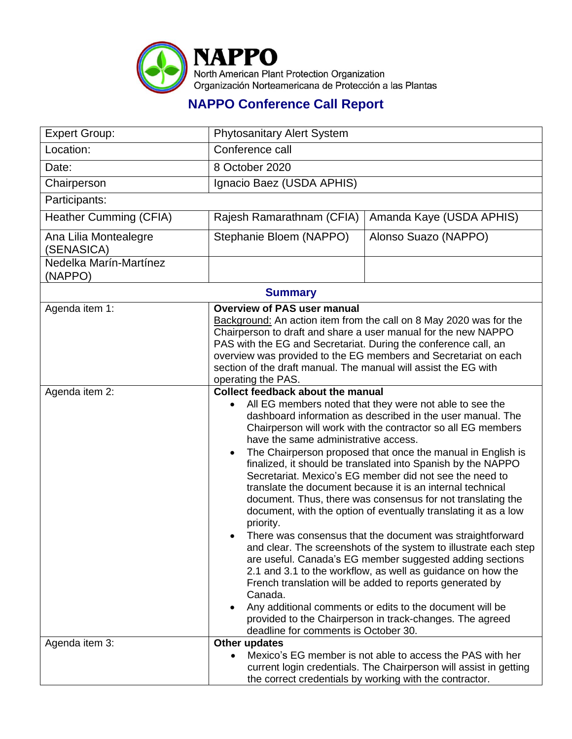# NAPPO

North American Plant Protection Organization
Organización Norteamericana de Protección a las Plantas

## NAPPO Conference Call Report

| Expert Group: | Phytosanitary Alert System | |
|---|---|---|
| Location: | Conference call | |
| Date: | 8 October 2020 | |
| Chairperson | Ignacio Baez (USDA APHIS) | |
| Participants: | | |
| Heather Cumming (CFIA) | Rajesh Ramarathnam (CFIA) | Amanda Kaye (USDA APHIS) |
| Ana Lilia Montealegre (SENASICA) | Stephanie Bloem (NAPPO) | Alonso Suazo (NAPPO) |
| Nedelka Marín-Martínez (NAPPO) | | |

### Summary

| Agenda item | Details |
|---|---|
| Agenda item 1: | **Overview of PAS user manual**<br>Background: An action item from the call on 8 May 2020 was for the Chairperson to draft and share a user manual for the new NAPPO PAS with the EG and Secretariat. During the conference call, an overview was provided to the EG members and Secretariat on each section of the draft manual. The manual will assist the EG with operating the PAS. |
| Agenda item 2: | **Collect feedback about the manual**<br>• All EG members noted that they were not able to see the dashboard information as described in the user manual. The Chairperson will work with the contractor so all EG members have the same administrative access.<br>• The Chairperson proposed that once the manual in English is finalized, it should be translated into Spanish by the NAPPO Secretariat. Mexico's EG member did not see the need to translate the document because it is an internal technical document. Thus, there was consensus for not translating the document, with the option of eventually translating it as a low priority.<br>• There was consensus that the document was straightforward and clear. The screenshots of the system to illustrate each step are useful. Canada's EG member suggested adding sections 2.1 and 3.1 to the workflow, as well as guidance on how the French translation will be added to reports generated by Canada.<br>• Any additional comments or edits to the document will be provided to the Chairperson in track-changes. The agreed deadline for comments is October 30. |
| Agenda item 3: | **Other updates**<br>• Mexico's EG member is not able to access the PAS with her current login credentials. The Chairperson will assist in getting the correct credentials by working with the contractor. |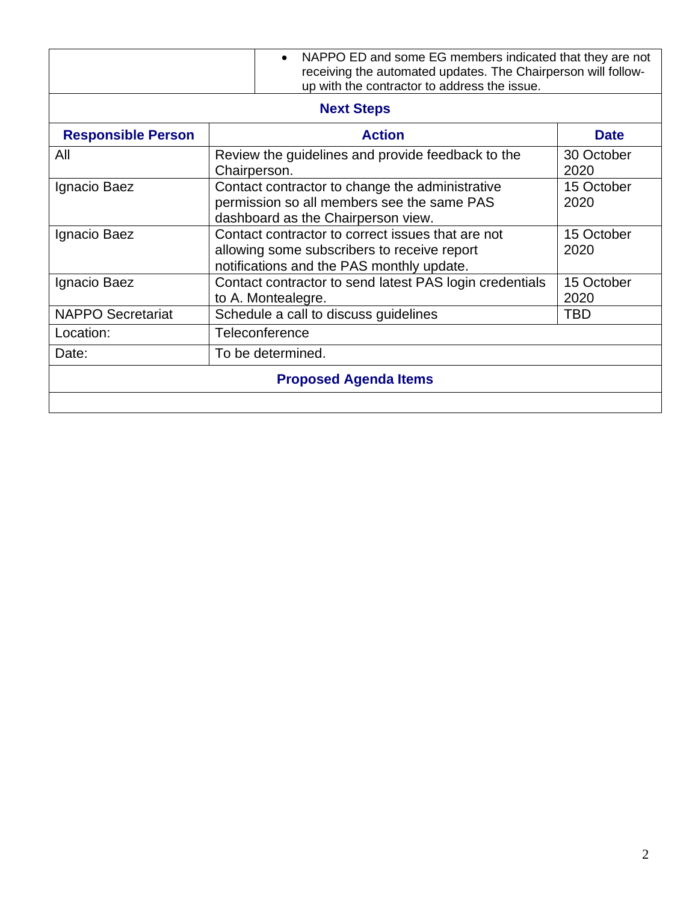| | |
|---|---|
| | • NAPPO ED and some EG members indicated that they are not receiving the automated updates. The Chairperson will follow-up with the contractor to address the issue. |

## Next Steps

| Responsible Person | Action | Date |
|---|---|---|
| All | Review the guidelines and provide feedback to the Chairperson. | 30 October 2020 |
| Ignacio Baez | Contact contractor to change the administrative permission so all members see the same PAS dashboard as the Chairperson view. | 15 October 2020 |
| Ignacio Baez | Contact contractor to correct issues that are not allowing some subscribers to receive report notifications and the PAS monthly update. | 15 October 2020 |
| Ignacio Baez | Contact contractor to send latest PAS login credentials to A. Montealegre. | 15 October 2020 |
| NAPPO Secretariat | Schedule a call to discuss guidelines | TBD |
| Location: | Teleconference | |
| Date: | To be determined. | |

## Proposed Agenda Items